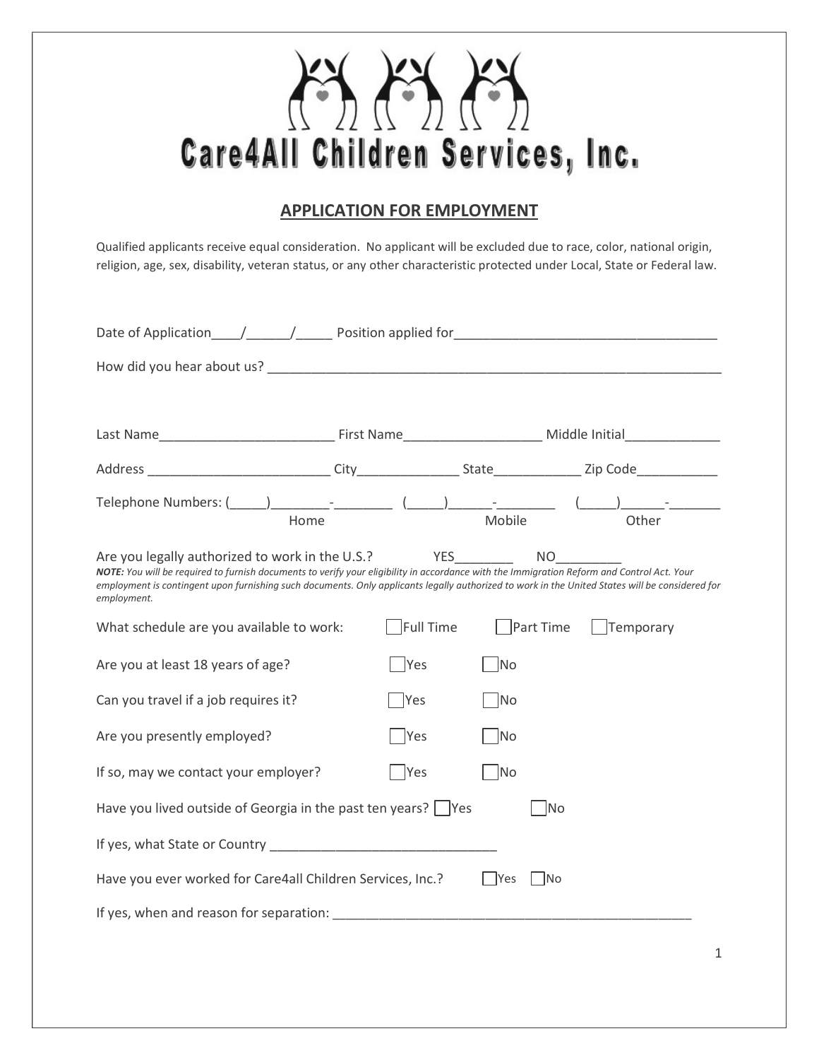# Care4All Children Services, Inc.

## APPLICATION FOR EMPLOYMENT

Qualified applicants receive equal consideration. No applicant will be excluded due to race, color, national origin, religion, age, sex, disability, veteran status, or any other characteristic protected under Local, State or Federal law.

Date of Application____/______/_____ Position applied for____________________________________

How did you hear about us? _______________________________________________________________

Last Name________________________ First Name__________________ Middle Initial_____________

Address _________________________ City_____________ State___________ Zip Code___________

Telephone Numbers: (_____)________-________ (_____)______-________ (_____)______-_______
Home Mobile Other

Are you legally authorized to work in the U.S.? YES________ NO_________

***NOTE:** You will be required to furnish documents to verify your eligibility in accordance with the Immigration Reform and Control Act. Your employment is contingent upon furnishing such documents. Only applicants legally authorized to work in the United States will be considered for employment.*

What schedule are you available to work: ☐ Full Time ☐ Part Time ☐ Temporary

Are you at least 18 years of age? ☐ Yes ☐ No

Can you travel if a job requires it? ☐ Yes ☐ No

Are you presently employed? ☐ Yes ☐ No

If so, may we contact your employer? ☐ Yes ☐ No

Have you lived outside of Georgia in the past ten years? ☐ Yes ☐ No

If yes, what State or Country ______________________________

Have you ever worked for Care4all Children Services, Inc.? ☐ Yes ☐ No

If yes, when and reason for separation: __________________________________________________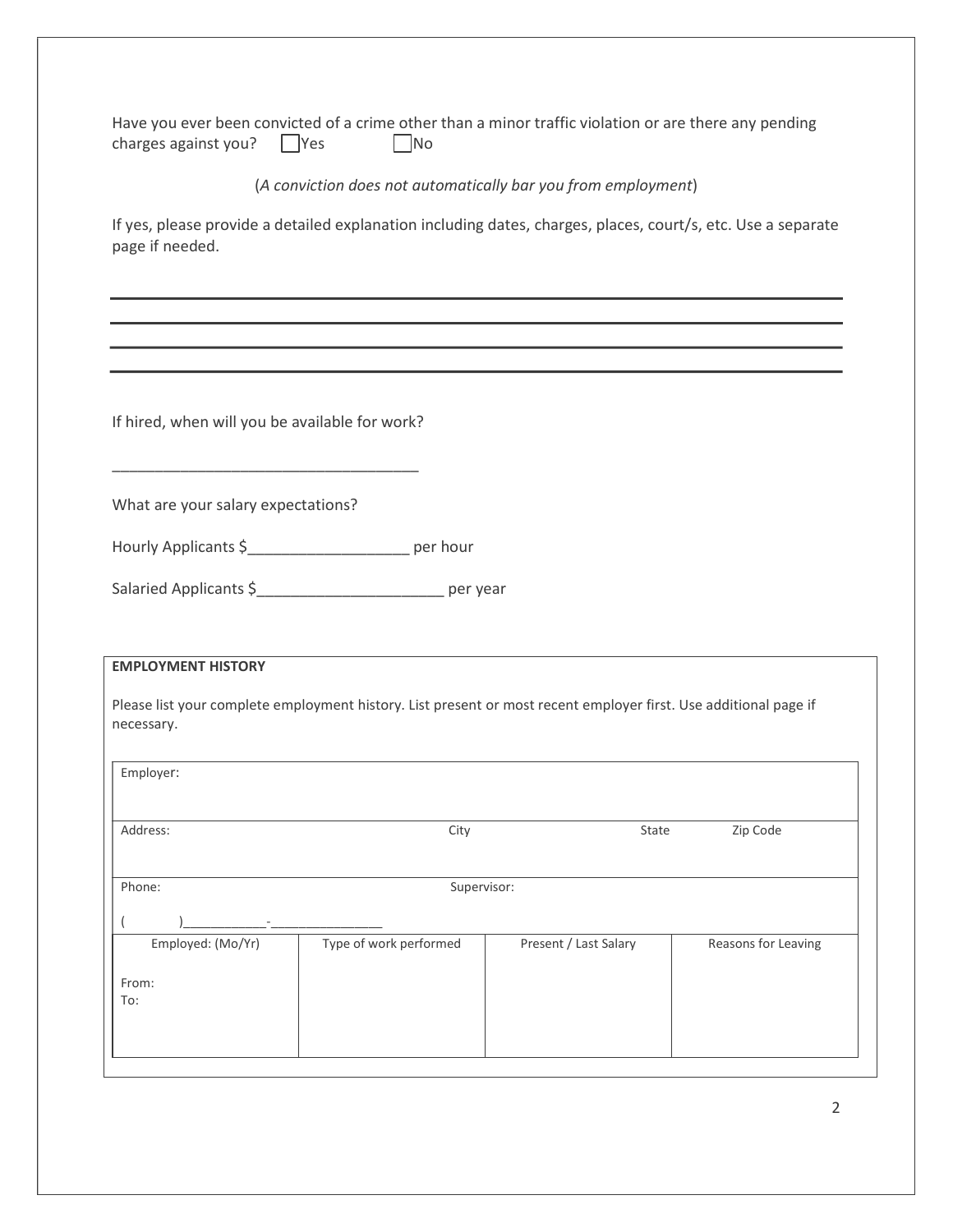Have you ever been convicted of a crime other than a minor traffic violation or are there any pending charges against you? ☐ Yes ☐ No

(*A conviction does not automatically bar you from employment*)

If yes, please provide a detailed explanation including dates, charges, places, court/s, etc. Use a separate page if needed.

_______________________________________________

_______________________________________________

_______________________________________________

_______________________________________________

If hired, when will you be available for work?

___________________________________

What are your salary expectations?

Hourly Applicants $___________________ per hour

Salaried Applicants $______________________ per year

**EMPLOYMENT HISTORY**

Please list your complete employment history. List present or most recent employer first. Use additional page if necessary.

| Employer: | | | |
|---|---|---|---|
| Address: | City | State | Zip Code |
| Phone:<br>(        )___________-_______________ | Supervisor: | | |
| Employed: (Mo/Yr)<br>From:<br>To: | Type of work performed | Present / Last Salary | Reasons for Leaving |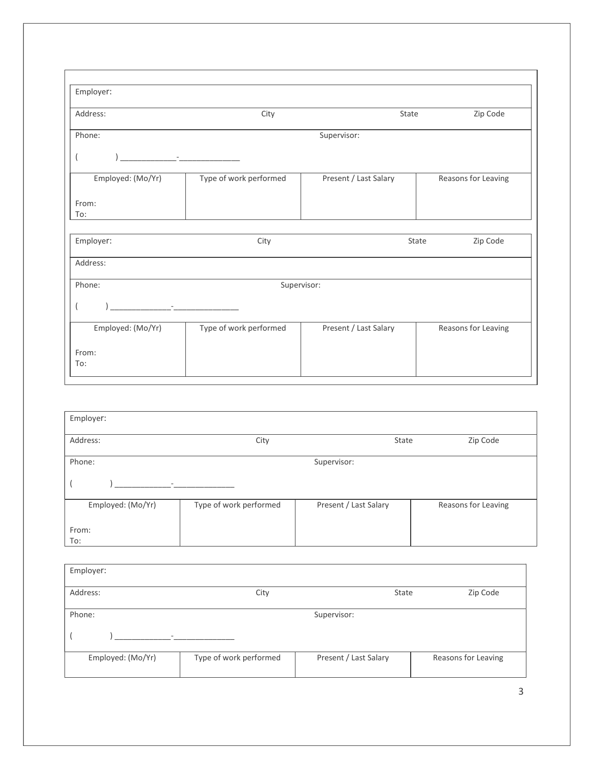| Employer: | | | |
|---|---|---|---|
| Address: | City | State | Zip Code |
| Phone: ( ) ____________-_____________ | | Supervisor: | |
| Employed: (Mo/Yr) From: To: | Type of work performed | Present / Last Salary | Reasons for Leaving |

| Employer: | City | State | Zip Code |
|---|---|---|---|
| Address: | | | |
| Phone: ( ) ______________-______________ | | Supervisor: | |
| Employed: (Mo/Yr) From: To: | Type of work performed | Present / Last Salary | Reasons for Leaving |

| Employer: | | | |
|---|---|---|---|
| Address: | City | State | Zip Code |
| Phone: ( ) ____________-_____________ | | Supervisor: | |
| Employed: (Mo/Yr) From: To: | Type of work performed | Present / Last Salary | Reasons for Leaving |

| Employer: | | | |
|---|---|---|---|
| Address: | City | State | Zip Code |
| Phone: ( ) ____________-_____________ | | Supervisor: | |
| Employed: (Mo/Yr) | Type of work performed | Present / Last Salary | Reasons for Leaving |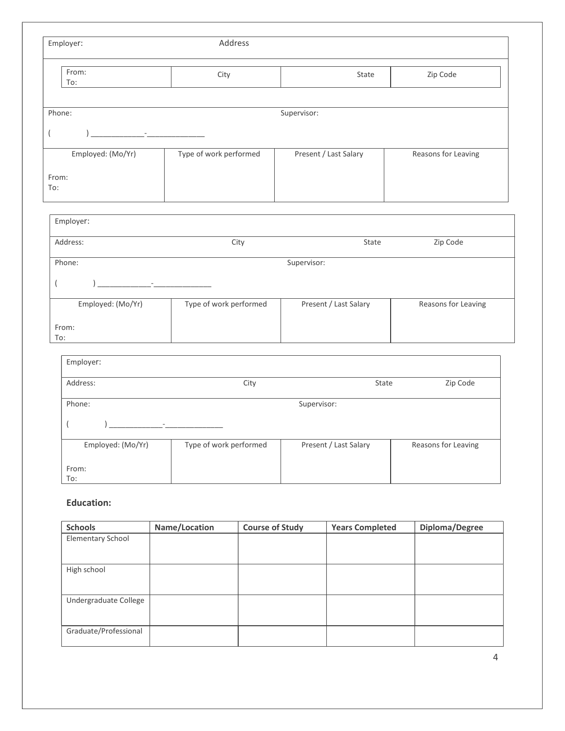| Employer: | Address | | |
|---|---|---|---|
| From:<br>To: | City | State | Zip Code |
| Phone:<br>(         ) ____________-_____________ | | Supervisor: | |
| Employed: (Mo/Yr)<br><br>From:<br>To: | Type of work performed | Present / Last Salary | Reasons for Leaving |

| Employer: | | | |
|---|---|---|---|
| Address: | City | State | Zip Code |
| Phone:<br>(         ) ____________-_____________ | | Supervisor: | |
| Employed: (Mo/Yr)<br><br>From:<br>To: | Type of work performed | Present / Last Salary | Reasons for Leaving |

| Employer: | | | |
|---|---|---|---|
| Address: | City | State | Zip Code |
| Phone:<br>(         ) ____________-_____________ | | Supervisor: | |
| Employed: (Mo/Yr)<br><br>From:<br>To: | Type of work performed | Present / Last Salary | Reasons for Leaving |

### Education:

| Schools | Name/Location | Course of Study | Years Completed | Diploma/Degree |
|---|---|---|---|---|
| Elementary School | | | | |
| High school | | | | |
| Undergraduate College | | | | |
| Graduate/Professional | | | | |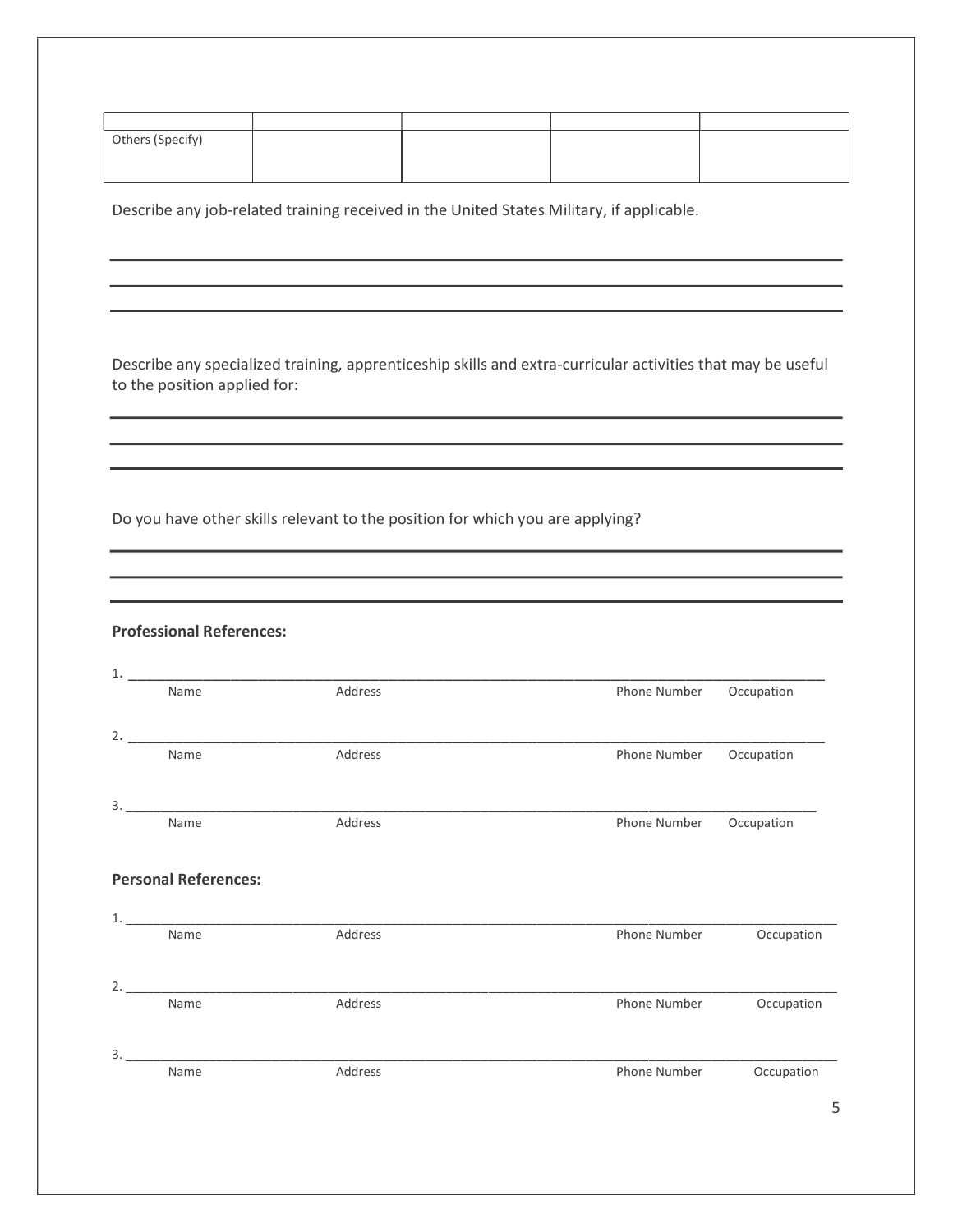| | | | | |
|---|---|---|---|---|
| Others (Specify) | | | | |

Describe any job-related training received in the United States Military, if applicable.

_______________________________________________________________________________

_______________________________________________________________________________

_______________________________________________________________________________

Describe any specialized training, apprenticeship skills and extra-curricular activities that may be useful to the position applied for:

_______________________________________________________________________________

_______________________________________________________________________________

_______________________________________________________________________________

Do you have other skills relevant to the position for which you are applying?

_______________________________________________________________________________

_______________________________________________________________________________

_______________________________________________________________________________

**Professional References:**

1. _______________________________________________________________________________
Name Address Phone Number Occupation

2. _______________________________________________________________________________
Name Address Phone Number Occupation

3. _______________________________________________________________________________
Name Address Phone Number Occupation

**Personal References:**

1. _______________________________________________________________________________
Name Address Phone Number Occupation

2. _______________________________________________________________________________
Name Address Phone Number Occupation

3. _______________________________________________________________________________
Name Address Phone Number Occupation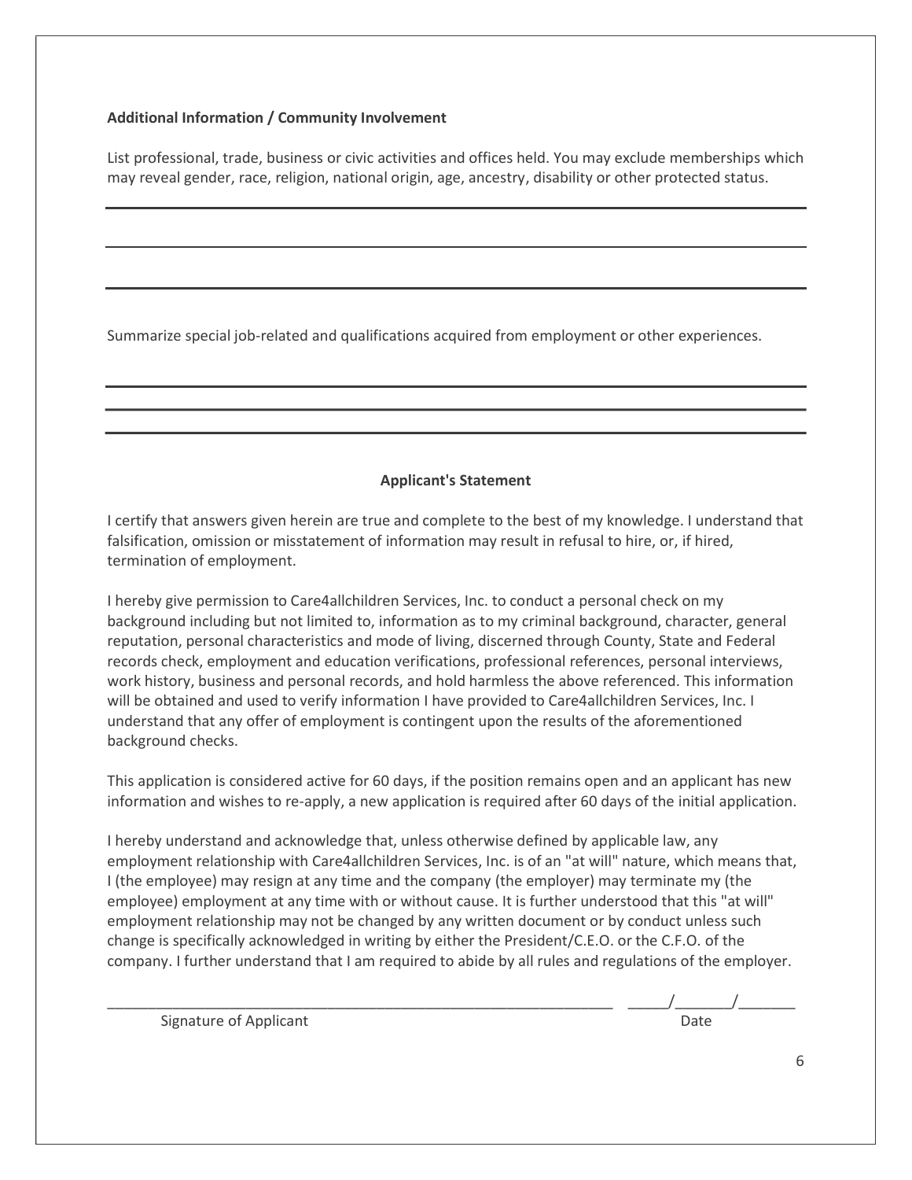**Additional Information / Community Involvement**

List professional, trade, business or civic activities and offices held. You may exclude memberships which may reveal gender, race, religion, national origin, age, ancestry, disability or other protected status.

Summarize special job-related and qualifications acquired from employment or other experiences.

**Applicant's Statement**

I certify that answers given herein are true and complete to the best of my knowledge. I understand that falsification, omission or misstatement of information may result in refusal to hire, or, if hired, termination of employment.

I hereby give permission to Care4allchildren Services, Inc. to conduct a personal check on my background including but not limited to, information as to my criminal background, character, general reputation, personal characteristics and mode of living, discerned through County, State and Federal records check, employment and education verifications, professional references, personal interviews, work history, business and personal records, and hold harmless the above referenced. This information will be obtained and used to verify information I have provided to Care4allchildren Services, Inc. I understand that any offer of employment is contingent upon the results of the aforementioned background checks.

This application is considered active for 60 days, if the position remains open and an applicant has new information and wishes to re-apply, a new application is required after 60 days of the initial application.

I hereby understand and acknowledge that, unless otherwise defined by applicable law, any employment relationship with Care4allchildren Services, Inc. is of an "at will" nature, which means that, I (the employee) may resign at any time and the company (the employer) may terminate my (the employee) employment at any time with or without cause. It is further understood that this "at will" employment relationship may not be changed by any written document or by conduct unless such change is specifically acknowledged in writing by either the President/C.E.O. or the C.F.O. of the company. I further understand that I am required to abide by all rules and regulations of the employer.

_________________________________________________________________ _____/_______/_______

Signature of Applicant Date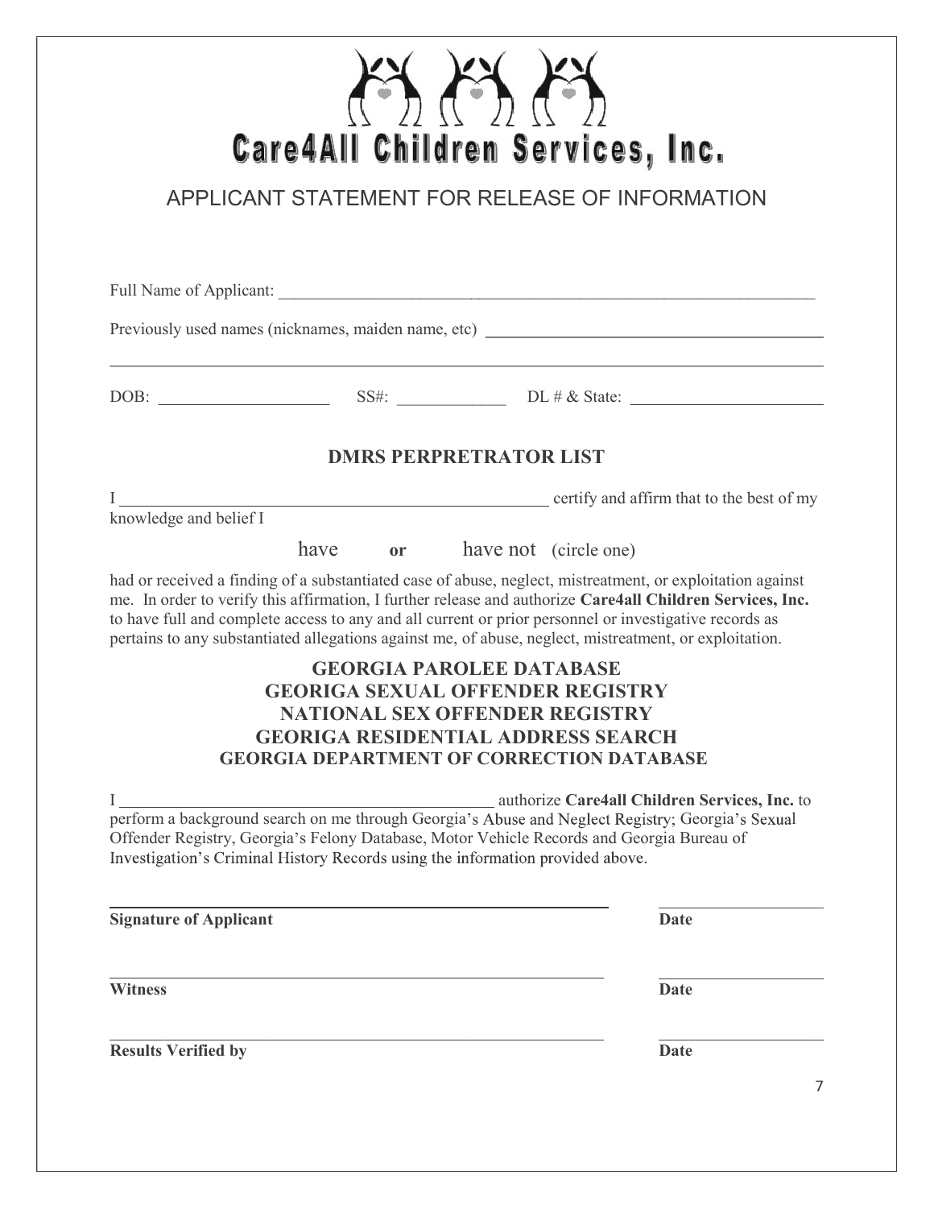# Care4All Children Services, Inc.

## APPLICANT STATEMENT FOR RELEASE OF INFORMATION

Full Name of Applicant: ______________________________________________________________________

Previously used names (nicknames, maiden name, etc) ________________________________________

______________________________________________________________________________________

DOB: ____________________ SS#: _____________ DL # & State: ______________________

### DMRS PERPRETRATOR LIST

I ____________________________________________________ certify and affirm that to the best of my knowledge and belief I

have **or** have not (circle one)

had or received a finding of a substantiated case of abuse, neglect, mistreatment, or exploitation against me. In order to verify this affirmation, I further release and authorize **Care4all Children Services, Inc.** to have full and complete access to any and all current or prior personnel or investigative records as pertains to any substantiated allegations against me, of abuse, neglect, mistreatment, or exploitation.

### GEORGIA PAROLEE DATABASE
### GEORIGA SEXUAL OFFENDER REGISTRY
### NATIONAL SEX OFFENDER REGISTRY
### GEORIGA RESIDENTIAL ADDRESS SEARCH
### GEORGIA DEPARTMENT OF CORRECTION DATABASE

I ______________________________________________ authorize **Care4all Children Services, Inc.** to perform a background search on me through Georgia's Abuse and Neglect Registry; Georgia's Sexual Offender Registry, Georgia's Felony Database, Motor Vehicle Records and Georgia Bureau of Investigation's Criminal History Records using the information provided above.

______________________________________________________ ____________________

**Signature of Applicant** **Date**

______________________________________________________ ____________________

**Witness** **Date**

______________________________________________________ ____________________

**Results Verified by** **Date**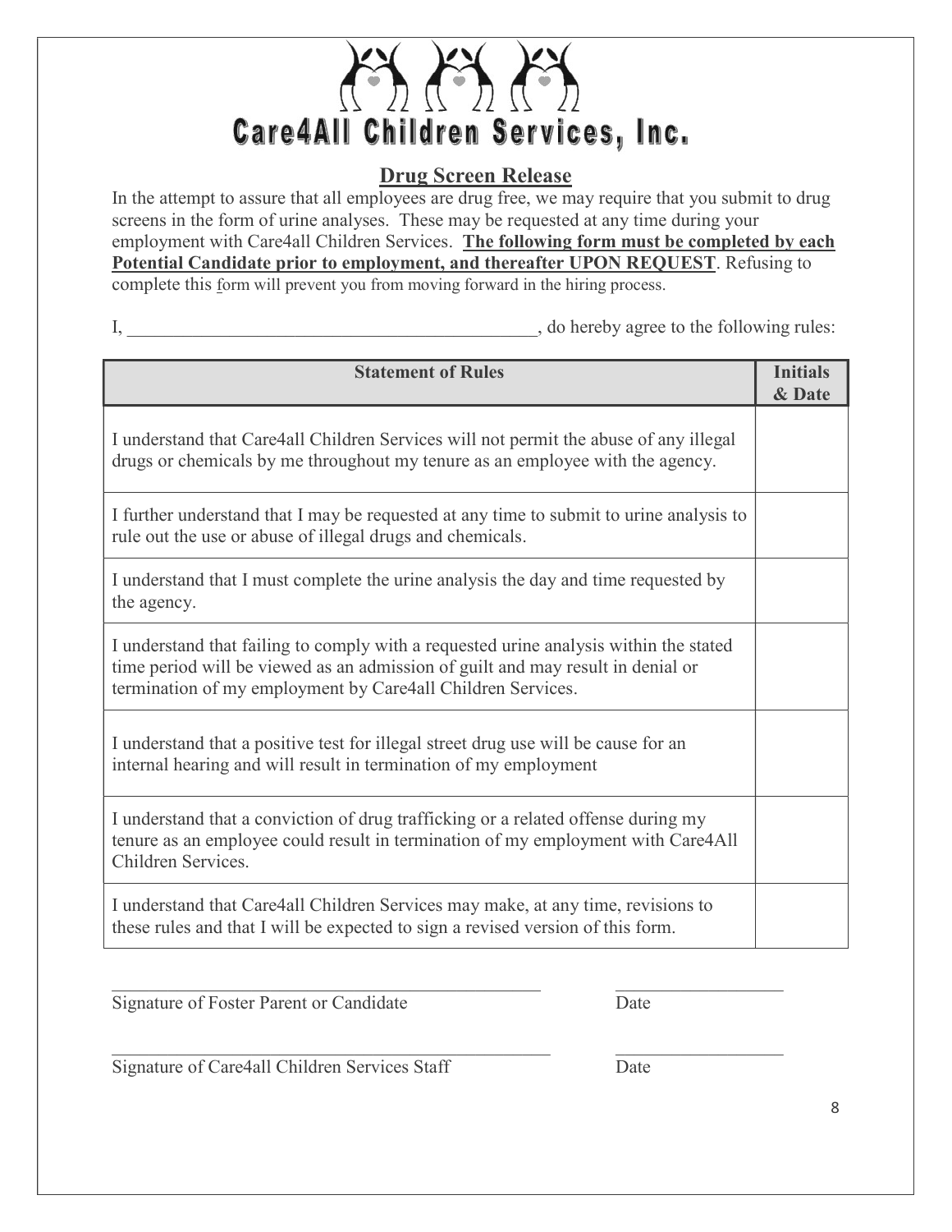# Care4All Children Services, Inc.

## Drug Screen Release

In the attempt to assure that all employees are drug free, we may require that you submit to drug screens in the form of urine analyses. These may be requested at any time during your employment with Care4all Children Services. **The following form must be completed by each Potential Candidate prior to employment, and thereafter UPON REQUEST**. Refusing to complete this form will prevent you from moving forward in the hiring process.

I, _____________________________________________, do hereby agree to the following rules:

| Statement of Rules | Initials & Date |
|---|---|
| I understand that Care4all Children Services will not permit the abuse of any illegal drugs or chemicals by me throughout my tenure as an employee with the agency. | |
| I further understand that I may be requested at any time to submit to urine analysis to rule out the use or abuse of illegal drugs and chemicals. | |
| I understand that I must complete the urine analysis the day and time requested by the agency. | |
| I understand that failing to comply with a requested urine analysis within the stated time period will be viewed as an admission of guilt and may result in denial or termination of my employment by Care4all Children Services. | |
| I understand that a positive test for illegal street drug use will be cause for an internal hearing and will result in termination of my employment | |
| I understand that a conviction of drug trafficking or a related offense during my tenure as an employee could result in termination of my employment with Care4All Children Services. | |
| I understand that Care4all Children Services may make, at any time, revisions to these rules and that I will be expected to sign a revised version of this form. | |

_____________________________________________ __________________

Signature of Foster Parent or Candidate Date

_____________________________________________ __________________

Signature of Care4all Children Services Staff Date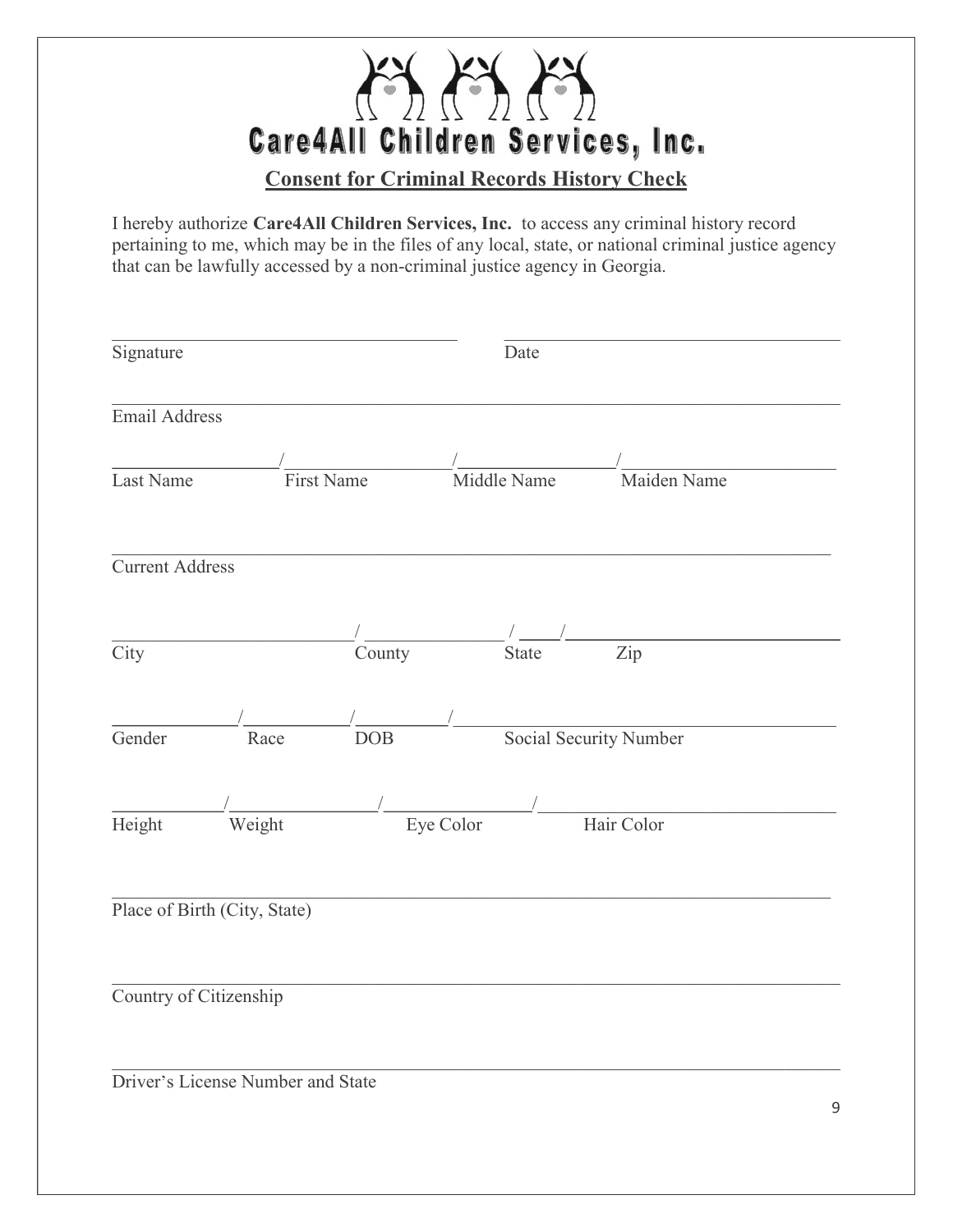# Care4All Children Services, Inc.

## Consent for Criminal Records History Check

I hereby authorize **Care4All Children Services, Inc.** to access any criminal history record pertaining to me, which may be in the files of any local, state, or national criminal justice agency that can be lawfully accessed by a non-criminal justice agency in Georgia.

\_\_\_\_\_\_\_\_\_\_\_\_\_\_\_\_\_\_\_\_\_\_\_\_\_\_\_\_\_\_\_\_\_\_\_\_ \_\_\_\_\_\_\_\_\_\_\_\_\_\_\_\_\_\_\_\_\_\_\_\_\_\_\_\_\_\_\_\_\_\_\_\_
Signature Date

\_\_\_\_\_\_\_\_\_\_\_\_\_\_\_\_\_\_\_\_\_\_\_\_\_\_\_\_\_\_\_\_\_\_\_\_\_\_\_\_\_\_\_\_\_\_\_\_\_\_\_\_\_\_\_\_\_\_\_\_\_\_\_\_\_\_\_\_\_\_\_\_\_\_
Email Address

\_\_\_\_\_\_\_\_\_\_\_\_\_\_\_\_/\_\_\_\_\_\_\_\_\_\_\_\_\_\_\_\_/\_\_\_\_\_\_\_\_\_\_\_\_\_\_\_\_/\_\_\_\_\_\_\_\_\_\_\_\_\_\_\_\_
Last Name First Name Middle Name Maiden Name

\_\_\_\_\_\_\_\_\_\_\_\_\_\_\_\_\_\_\_\_\_\_\_\_\_\_\_\_\_\_\_\_\_\_\_\_\_\_\_\_\_\_\_\_\_\_\_\_\_\_\_\_\_\_\_\_\_\_\_\_\_\_\_\_\_\_\_\_\_\_\_\_\_\_
Current Address

\_\_\_\_\_\_\_\_\_\_\_\_\_\_\_\_\_\_\_\_\_\_/\_\_\_\_\_\_\_\_\_\_\_\_\_\_/\_\_\_\_/\_\_\_\_\_\_\_\_\_\_\_\_\_\_\_\_\_\_\_\_\_\_\_\_\_\_
City County State Zip

\_\_\_\_\_\_\_\_\_\_\_/\_\_\_\_\_\_\_\_\_\_/\_\_\_\_\_\_\_\_\_/\_\_\_\_\_\_\_\_\_\_\_\_\_\_\_\_\_\_\_\_\_\_\_\_\_\_\_\_\_\_\_\_\_\_\_
Gender Race DOB Social Security Number

\_\_\_\_\_\_\_\_\_\_/\_\_\_\_\_\_\_\_\_\_\_\_\_\_/\_\_\_\_\_\_\_\_\_\_\_\_\_\_/\_\_\_\_\_\_\_\_\_\_\_\_\_\_\_\_\_\_\_\_\_\_\_\_\_\_\_\_\_
Height Weight Eye Color Hair Color

\_\_\_\_\_\_\_\_\_\_\_\_\_\_\_\_\_\_\_\_\_\_\_\_\_\_\_\_\_\_\_\_\_\_\_\_\_\_\_\_\_\_\_\_\_\_\_\_\_\_\_\_\_\_\_\_\_\_\_\_\_\_\_\_\_\_\_\_\_\_\_\_\_\_
Place of Birth (City, State)

\_\_\_\_\_\_\_\_\_\_\_\_\_\_\_\_\_\_\_\_\_\_\_\_\_\_\_\_\_\_\_\_\_\_\_\_\_\_\_\_\_\_\_\_\_\_\_\_\_\_\_\_\_\_\_\_\_\_\_\_\_\_\_\_\_\_\_\_\_\_\_\_\_\_
Country of Citizenship

\_\_\_\_\_\_\_\_\_\_\_\_\_\_\_\_\_\_\_\_\_\_\_\_\_\_\_\_\_\_\_\_\_\_\_\_\_\_\_\_\_\_\_\_\_\_\_\_\_\_\_\_\_\_\_\_\_\_\_\_\_\_\_\_\_\_\_\_\_\_\_\_\_\_
Driver's License Number and State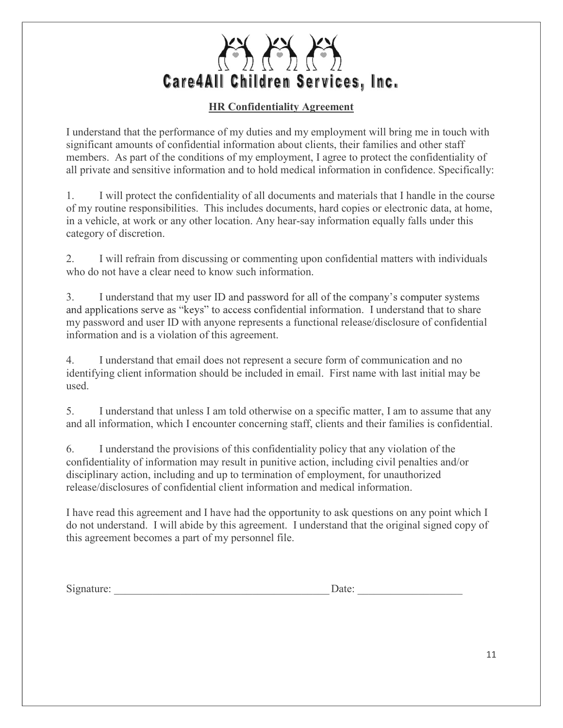# Care4All Children Services, Inc.

## HR Confidentiality Agreement

I understand that the performance of my duties and my employment will bring me in touch with significant amounts of confidential information about clients, their families and other staff members. As part of the conditions of my employment, I agree to protect the confidentiality of all private and sensitive information and to hold medical information in confidence. Specifically:

1. I will protect the confidentiality of all documents and materials that I handle in the course of my routine responsibilities. This includes documents, hard copies or electronic data, at home, in a vehicle, at work or any other location. Any hear-say information equally falls under this category of discretion.

2. I will refrain from discussing or commenting upon confidential matters with individuals who do not have a clear need to know such information.

3. I understand that my user ID and password for all of the company's computer systems and applications serve as "keys" to access confidential information. I understand that to share my password and user ID with anyone represents a functional release/disclosure of confidential information and is a violation of this agreement.

4. I understand that email does not represent a secure form of communication and no identifying client information should be included in email. First name with last initial may be used.

5. I understand that unless I am told otherwise on a specific matter, I am to assume that any and all information, which I encounter concerning staff, clients and their families is confidential.

6. I understand the provisions of this confidentiality policy that any violation of the confidentiality of information may result in punitive action, including civil penalties and/or disciplinary action, including and up to termination of employment, for unauthorized release/disclosures of confidential client information and medical information.

I have read this agreement and I have had the opportunity to ask questions on any point which I do not understand. I will abide by this agreement. I understand that the original signed copy of this agreement becomes a part of my personnel file.

Signature: ________________________________________ Date: ___________________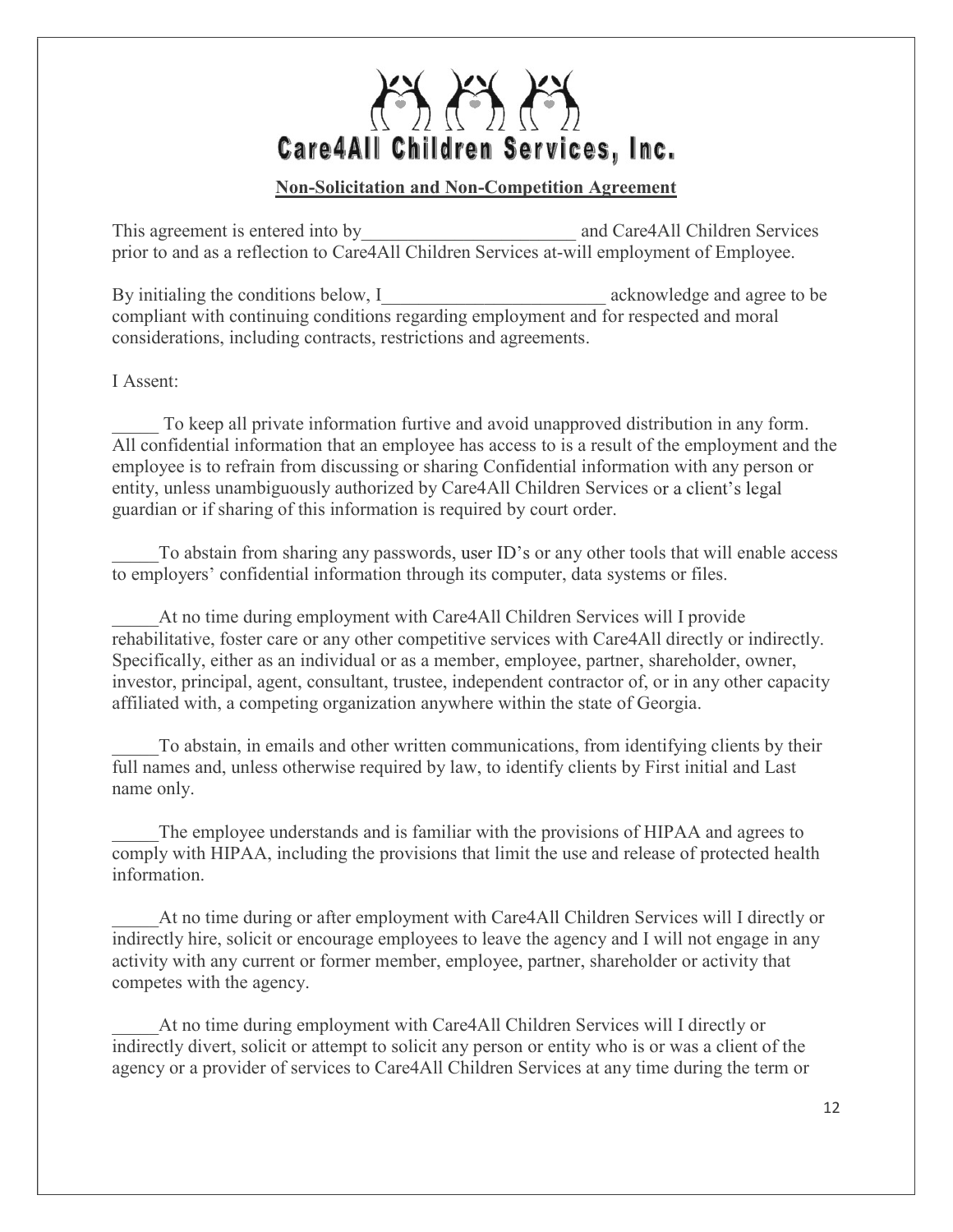# Care4All Children Services, Inc.

**Non-Solicitation and Non-Competition Agreement**

This agreement is entered into by_______________________ and Care4All Children Services prior to and as a reflection to Care4All Children Services at-will employment of Employee.

By initialing the conditions below, I________________________ acknowledge and agree to be compliant with continuing conditions regarding employment and for respected and moral considerations, including contracts, restrictions and agreements.

I Assent:

_____ To keep all private information furtive and avoid unapproved distribution in any form. All confidential information that an employee has access to is a result of the employment and the employee is to refrain from discussing or sharing Confidential information with any person or entity, unless unambiguously authorized by Care4All Children Services or a client's legal guardian or if sharing of this information is required by court order.

_____To abstain from sharing any passwords, user ID's or any other tools that will enable access to employers' confidential information through its computer, data systems or files.

_____At no time during employment with Care4All Children Services will I provide rehabilitative, foster care or any other competitive services with Care4All directly or indirectly. Specifically, either as an individual or as a member, employee, partner, shareholder, owner, investor, principal, agent, consultant, trustee, independent contractor of, or in any other capacity affiliated with, a competing organization anywhere within the state of Georgia.

_____To abstain, in emails and other written communications, from identifying clients by their full names and, unless otherwise required by law, to identify clients by First initial and Last name only.

_____The employee understands and is familiar with the provisions of HIPAA and agrees to comply with HIPAA, including the provisions that limit the use and release of protected health information.

_____At no time during or after employment with Care4All Children Services will I directly or indirectly hire, solicit or encourage employees to leave the agency and I will not engage in any activity with any current or former member, employee, partner, shareholder or activity that competes with the agency.

_____At no time during employment with Care4All Children Services will I directly or indirectly divert, solicit or attempt to solicit any person or entity who is or was a client of the agency or a provider of services to Care4All Children Services at any time during the term or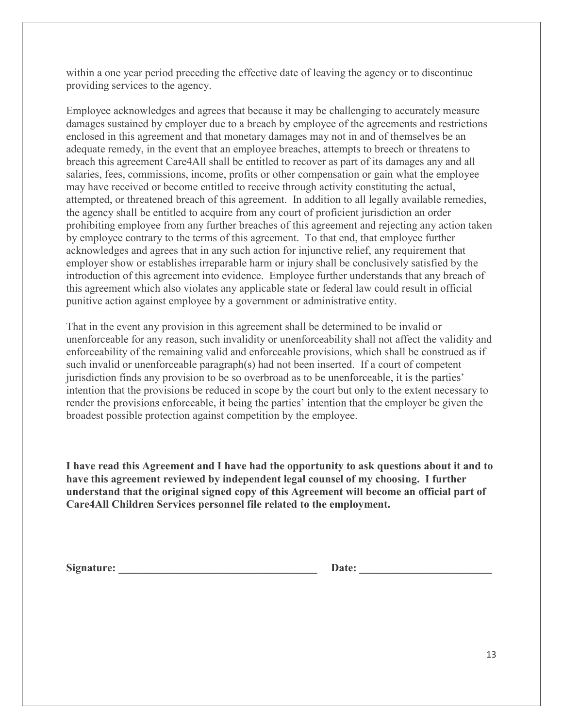within a one year period preceding the effective date of leaving the agency or to discontinue providing services to the agency.

Employee acknowledges and agrees that because it may be challenging to accurately measure damages sustained by employer due to a breach by employee of the agreements and restrictions enclosed in this agreement and that monetary damages may not in and of themselves be an adequate remedy, in the event that an employee breaches, attempts to breech or threatens to breach this agreement Care4All shall be entitled to recover as part of its damages any and all salaries, fees, commissions, income, profits or other compensation or gain what the employee may have received or become entitled to receive through activity constituting the actual, attempted, or threatened breach of this agreement. In addition to all legally available remedies, the agency shall be entitled to acquire from any court of proficient jurisdiction an order prohibiting employee from any further breaches of this agreement and rejecting any action taken by employee contrary to the terms of this agreement. To that end, that employee further acknowledges and agrees that in any such action for injunctive relief, any requirement that employer show or establishes irreparable harm or injury shall be conclusively satisfied by the introduction of this agreement into evidence. Employee further understands that any breach of this agreement which also violates any applicable state or federal law could result in official punitive action against employee by a government or administrative entity.

That in the event any provision in this agreement shall be determined to be invalid or unenforceable for any reason, such invalidity or unenforceability shall not affect the validity and enforceability of the remaining valid and enforceable provisions, which shall be construed as if such invalid or unenforceable paragraph(s) had not been inserted. If a court of competent jurisdiction finds any provision to be so overbroad as to be unenforceable, it is the parties' intention that the provisions be reduced in scope by the court but only to the extent necessary to render the provisions enforceable, it being the parties' intention that the employer be given the broadest possible protection against competition by the employee.

**I have read this Agreement and I have had the opportunity to ask questions about it and to have this agreement reviewed by independent legal counsel of my choosing. I further understand that the original signed copy of this Agreement will become an official part of Care4All Children Services personnel file related to the employment.**

**Signature: ____________________________________ Date: ________________________**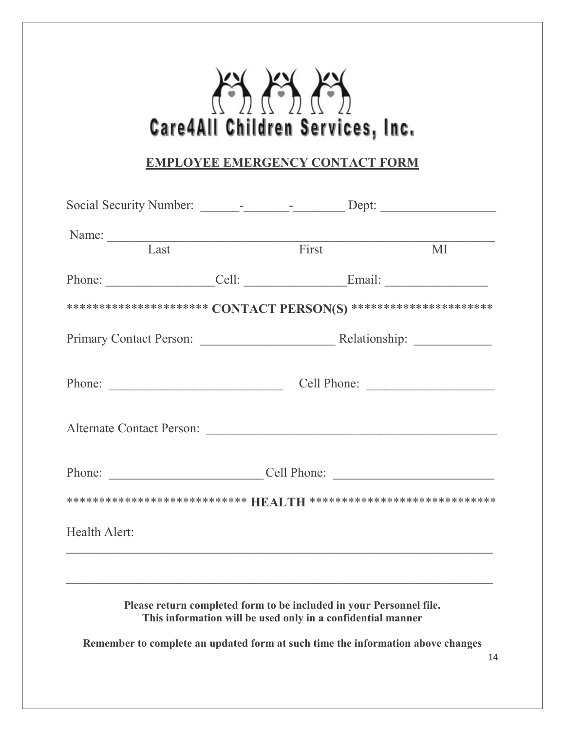Care4All Children Services, Inc.

## EMPLOYEE EMERGENCY CONTACT FORM

Social Security Number: ______-_______-________ Dept: _________________

Name: ____________________________________________________________
Last First MI

Phone: ________________Cell: _______________Email: _______________

********************** CONTACT PERSON(S) **********************

Primary Contact Person: ____________________ Relationship: ___________

Phone: ___________________________ Cell Phone: ___________________

Alternate Contact Person: ______________________________________________

Phone: _______________________ Cell Phone: ________________________

**************************** HEALTH *****************************

Health Alert:

_________________________________________________________________

_________________________________________________________________

**Please return completed form to be included in your Personnel file.**
**This information will be used only in a confidential manner**

**Remember to complete an updated form at such time the information above changes**